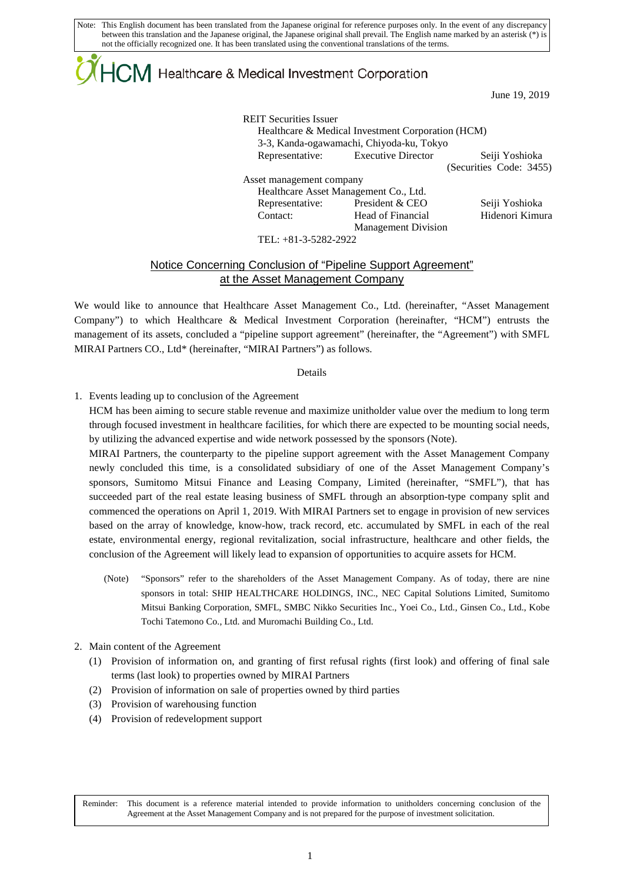Note: This English document has been translated from the Japanese original for reference purposes only. In the event of any discrepancy between this translation and the Japanese original, the Japanese original shall prevail. The English name marked by an asterisk (*) is not the officially recognized one. It has been translated using the conventional translations of the terms.

HCM Healthcare & Medical Investment Corporation

June 19, 2019

REIT Securities Issuer
Healthcare & Medical Investment Corporation (HCM)
3-3, Kanda-ogawamachi, Chiyoda-ku, Tokyo
Representative: Executive Director Seiji Yoshioka
(Securities Code: 3455)

Asset management company
Healthcare Asset Management Co., Ltd.
Representative: President & CEO Seiji Yoshioka
Contact: Head of Financial Management Division Hidenori Kimura
TEL: +81-3-5282-2922

# Notice Concerning Conclusion of "Pipeline Support Agreement" at the Asset Management Company

We would like to announce that Healthcare Asset Management Co., Ltd. (hereinafter, "Asset Management Company") to which Healthcare & Medical Investment Corporation (hereinafter, "HCM") entrusts the management of its assets, concluded a "pipeline support agreement" (hereinafter, the "Agreement") with SMFL MIRAI Partners CO., Ltd* (hereinafter, "MIRAI Partners") as follows.

Details

1. Events leading up to conclusion of the Agreement

   HCM has been aiming to secure stable revenue and maximize unitholder value over the medium to long term through focused investment in healthcare facilities, for which there are expected to be mounting social needs, by utilizing the advanced expertise and wide network possessed by the sponsors (Note).

   MIRAI Partners, the counterparty to the pipeline support agreement with the Asset Management Company newly concluded this time, is a consolidated subsidiary of one of the Asset Management Company's sponsors, Sumitomo Mitsui Finance and Leasing Company, Limited (hereinafter, "SMFL"), that has succeeded part of the real estate leasing business of SMFL through an absorption-type company split and commenced the operations on April 1, 2019. With MIRAI Partners set to engage in provision of new services based on the array of knowledge, know-how, track record, etc. accumulated by SMFL in each of the real estate, environmental energy, regional revitalization, social infrastructure, healthcare and other fields, the conclusion of the Agreement will likely lead to expansion of opportunities to acquire assets for HCM.

   (Note) "Sponsors" refer to the shareholders of the Asset Management Company. As of today, there are nine sponsors in total: SHIP HEALTHCARE HOLDINGS, INC., NEC Capital Solutions Limited, Sumitomo Mitsui Banking Corporation, SMFL, SMBC Nikko Securities Inc., Yoei Co., Ltd., Ginsen Co., Ltd., Kobe Tochi Tatemono Co., Ltd. and Muromachi Building Co., Ltd.

2. Main content of the Agreement

   (1) Provision of information on, and granting of first refusal rights (first look) and offering of final sale terms (last look) to properties owned by MIRAI Partners
   (2) Provision of information on sale of properties owned by third parties
   (3) Provision of warehousing function
   (4) Provision of redevelopment support

Reminder: This document is a reference material intended to provide information to unitholders concerning conclusion of the Agreement at the Asset Management Company and is not prepared for the purpose of investment solicitation.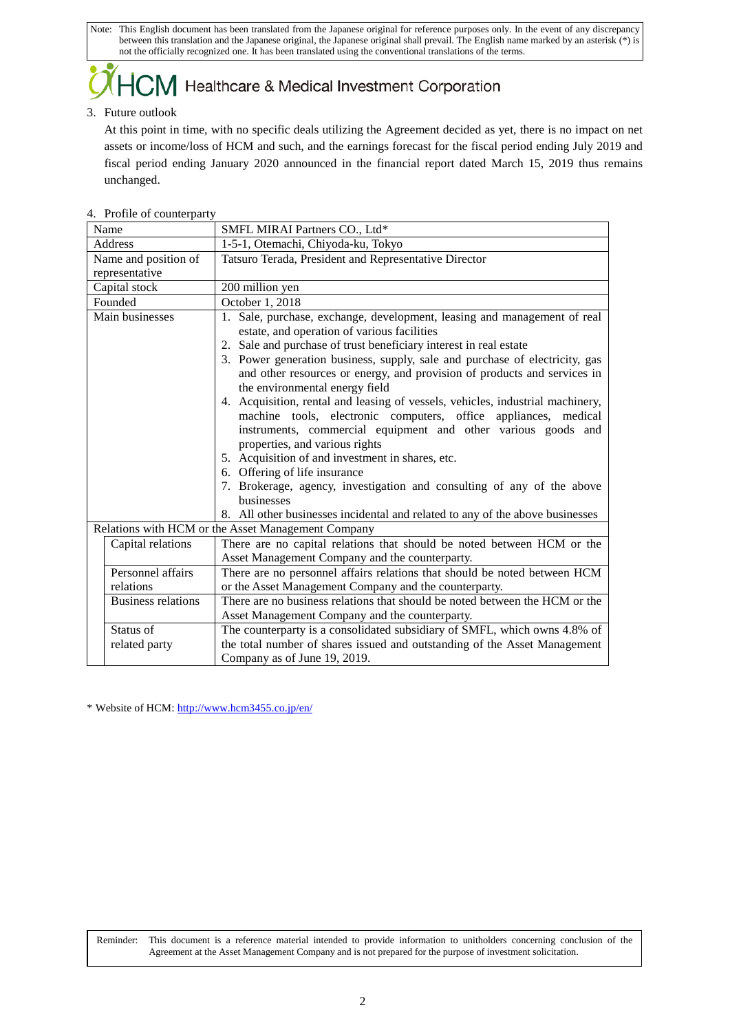Note: This English document has been translated from the Japanese original for reference purposes only. In the event of any discrepancy between this translation and the Japanese original, the Japanese original shall prevail. The English name marked by an asterisk (*) is not the officially recognized one. It has been translated using the conventional translations of the terms.

HCM Healthcare & Medical Investment Corporation

3. Future outlook

At this point in time, with no specific deals utilizing the Agreement decided as yet, there is no impact on net assets or income/loss of HCM and such, and the earnings forecast for the fiscal period ending July 2019 and fiscal period ending January 2020 announced in the financial report dated March 15, 2019 thus remains unchanged.

4. Profile of counterparty

| | | |
|---|---|---|
| Name | | SMFL MIRAI Partners CO., Ltd* |
| Address | | 1-5-1, Otemachi, Chiyoda-ku, Tokyo |
| Name and position of representative | | Tatsuro Terada, President and Representative Director |
| Capital stock | | 200 million yen |
| Founded | | October 1, 2018 |
| Main businesses | | 1. Sale, purchase, exchange, development, leasing and management of real estate, and operation of various facilities<br>2. Sale and purchase of trust beneficiary interest in real estate<br>3. Power generation business, supply, sale and purchase of electricity, gas and other resources or energy, and provision of products and services in the environmental energy field<br>4. Acquisition, rental and leasing of vessels, vehicles, industrial machinery, machine tools, electronic computers, office appliances, medical instruments, commercial equipment and other various goods and properties, and various rights<br>5. Acquisition of and investment in shares, etc.<br>6. Offering of life insurance<br>7. Brokerage, agency, investigation and consulting of any of the above businesses<br>8. All other businesses incidental and related to any of the above businesses |
| Relations with HCM or the Asset Management Company | | |
| | Capital relations | There are no capital relations that should be noted between HCM or the Asset Management Company and the counterparty. |
| | Personnel affairs relations | There are no personnel affairs relations that should be noted between HCM or the Asset Management Company and the counterparty. |
| | Business relations | There are no business relations that should be noted between the HCM or the Asset Management Company and the counterparty. |
| | Status of related party | The counterparty is a consolidated subsidiary of SMFL, which owns 4.8% of the total number of shares issued and outstanding of the Asset Management Company as of June 19, 2019. |

* Website of HCM: http://www.hcm3455.co.jp/en/

Reminder: This document is a reference material intended to provide information to unitholders concerning conclusion of the Agreement at the Asset Management Company and is not prepared for the purpose of investment solicitation.